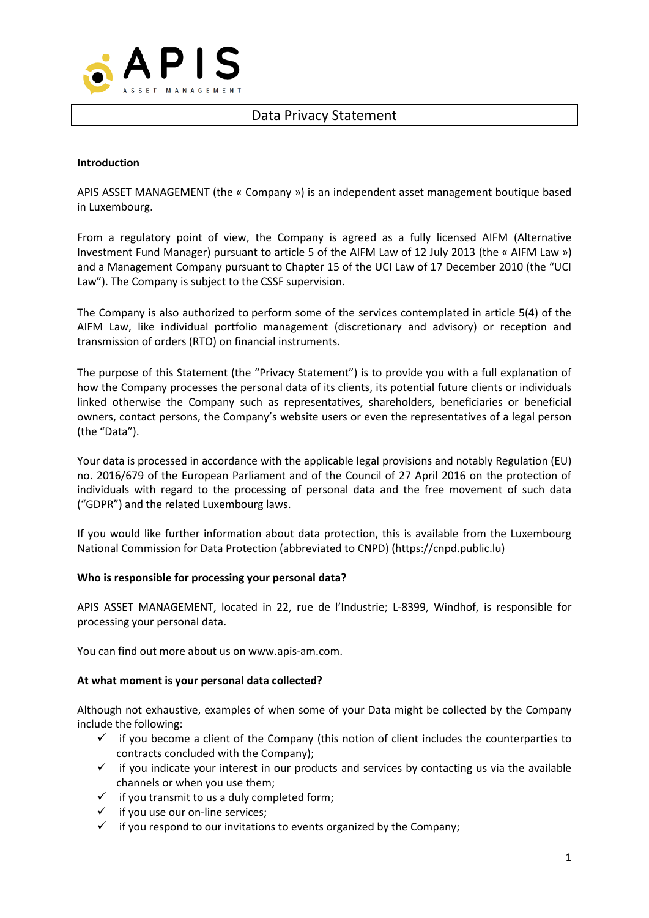# Data Privacy Statement

**Introduction**

APIS ASSET MANAGEMENT (the « Company ») is an independent asset management boutique based in Luxembourg.

From a regulatory point of view, the Company is agreed as a fully licensed AIFM (Alternative Investment Fund Manager) pursuant to article 5 of the AIFM Law of 12 July 2013 (the « AIFM Law ») and a Management Company pursuant to Chapter 15 of the UCI Law of 17 December 2010 (the "UCI Law"). The Company is subject to the CSSF supervision.

The Company is also authorized to perform some of the services contemplated in article 5(4) of the AIFM Law, like individual portfolio management (discretionary and advisory) or reception and transmission of orders (RTO) on financial instruments.

The purpose of this Statement (the "Privacy Statement") is to provide you with a full explanation of how the Company processes the personal data of its clients, its potential future clients or individuals linked otherwise the Company such as representatives, shareholders, beneficiaries or beneficial owners, contact persons, the Company's website users or even the representatives of a legal person (the "Data").

Your data is processed in accordance with the applicable legal provisions and notably Regulation (EU) no. 2016/679 of the European Parliament and of the Council of 27 April 2016 on the protection of individuals with regard to the processing of personal data and the free movement of such data ("GDPR") and the related Luxembourg laws.

If you would like further information about data protection, this is available from the Luxembourg National Commission for Data Protection (abbreviated to CNPD) (https://cnpd.public.lu)

**Who is responsible for processing your personal data?**

APIS ASSET MANAGEMENT, located in 22, rue de l'Industrie; L-8399, Windhof, is responsible for processing your personal data.

You can find out more about us on www.apis-am.com.

**At what moment is your personal data collected?**

Although not exhaustive, examples of when some of your Data might be collected by the Company include the following:

- ✓ if you become a client of the Company (this notion of client includes the counterparties to contracts concluded with the Company);
- ✓ if you indicate your interest in our products and services by contacting us via the available channels or when you use them;
- ✓ if you transmit to us a duly completed form;
- ✓ if you use our on-line services;
- ✓ if you respond to our invitations to events organized by the Company;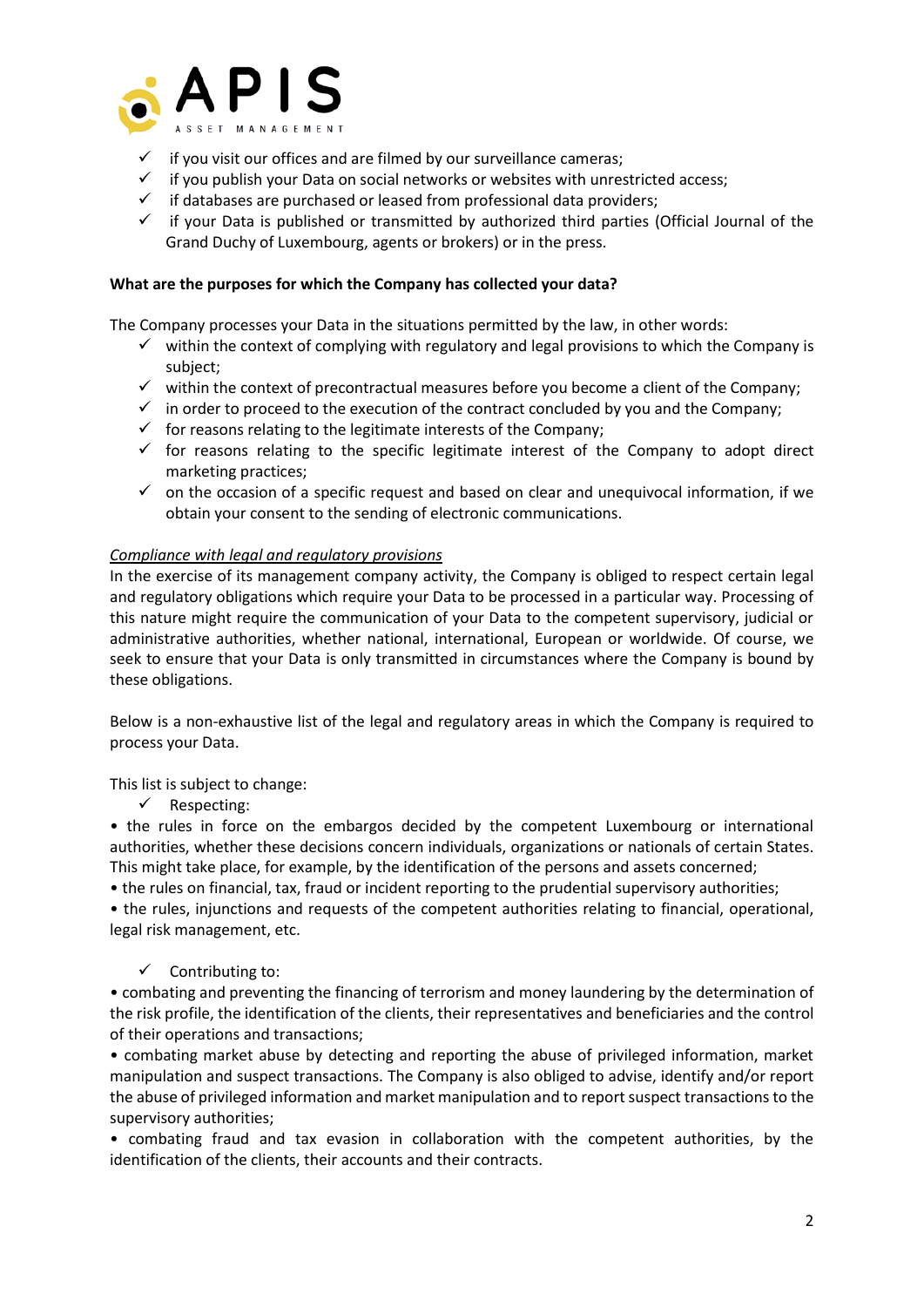- ✓ if you visit our offices and are filmed by our surveillance cameras;
- ✓ if you publish your Data on social networks or websites with unrestricted access;
- ✓ if databases are purchased or leased from professional data providers;
- ✓ if your Data is published or transmitted by authorized third parties (Official Journal of the Grand Duchy of Luxembourg, agents or brokers) or in the press.

**What are the purposes for which the Company has collected your data?**

The Company processes your Data in the situations permitted by the law, in other words:

- ✓ within the context of complying with regulatory and legal provisions to which the Company is subject;
- ✓ within the context of precontractual measures before you become a client of the Company;
- ✓ in order to proceed to the execution of the contract concluded by you and the Company;
- ✓ for reasons relating to the legitimate interests of the Company;
- ✓ for reasons relating to the specific legitimate interest of the Company to adopt direct marketing practices;
- ✓ on the occasion of a specific request and based on clear and unequivocal information, if we obtain your consent to the sending of electronic communications.

*Compliance with legal and regulatory provisions*

In the exercise of its management company activity, the Company is obliged to respect certain legal and regulatory obligations which require your Data to be processed in a particular way. Processing of this nature might require the communication of your Data to the competent supervisory, judicial or administrative authorities, whether national, international, European or worldwide. Of course, we seek to ensure that your Data is only transmitted in circumstances where the Company is bound by these obligations.

Below is a non-exhaustive list of the legal and regulatory areas in which the Company is required to process your Data.

This list is subject to change:

- ✓ Respecting:

• the rules in force on the embargos decided by the competent Luxembourg or international authorities, whether these decisions concern individuals, organizations or nationals of certain States. This might take place, for example, by the identification of the persons and assets concerned;

• the rules on financial, tax, fraud or incident reporting to the prudential supervisory authorities;

• the rules, injunctions and requests of the competent authorities relating to financial, operational, legal risk management, etc.

- ✓ Contributing to:

• combating and preventing the financing of terrorism and money laundering by the determination of the risk profile, the identification of the clients, their representatives and beneficiaries and the control of their operations and transactions;

• combating market abuse by detecting and reporting the abuse of privileged information, market manipulation and suspect transactions. The Company is also obliged to advise, identify and/or report the abuse of privileged information and market manipulation and to report suspect transactions to the supervisory authorities;

• combating fraud and tax evasion in collaboration with the competent authorities, by the identification of the clients, their accounts and their contracts.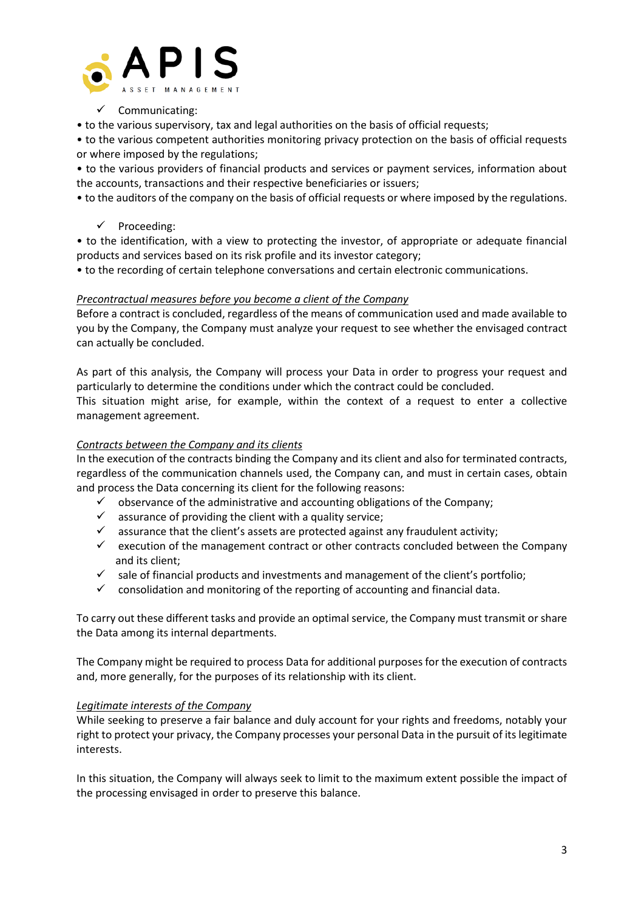- ✓ Communicating:

• to the various supervisory, tax and legal authorities on the basis of official requests;
• to the various competent authorities monitoring privacy protection on the basis of official requests or where imposed by the regulations;
• to the various providers of financial products and services or payment services, information about the accounts, transactions and their respective beneficiaries or issuers;
• to the auditors of the company on the basis of official requests or where imposed by the regulations.

- ✓ Proceeding:

• to the identification, with a view to protecting the investor, of appropriate or adequate financial products and services based on its risk profile and its investor category;
• to the recording of certain telephone conversations and certain electronic communications.

*Precontractual measures before you become a client of the Company*

Before a contract is concluded, regardless of the means of communication used and made available to you by the Company, the Company must analyze your request to see whether the envisaged contract can actually be concluded.

As part of this analysis, the Company will process your Data in order to progress your request and particularly to determine the conditions under which the contract could be concluded.
This situation might arise, for example, within the context of a request to enter a collective management agreement.

*Contracts between the Company and its clients*

In the execution of the contracts binding the Company and its client and also for terminated contracts, regardless of the communication channels used, the Company can, and must in certain cases, obtain and process the Data concerning its client for the following reasons:

- ✓ observance of the administrative and accounting obligations of the Company;
- ✓ assurance of providing the client with a quality service;
- ✓ assurance that the client's assets are protected against any fraudulent activity;
- ✓ execution of the management contract or other contracts concluded between the Company and its client;
- ✓ sale of financial products and investments and management of the client's portfolio;
- ✓ consolidation and monitoring of the reporting of accounting and financial data.

To carry out these different tasks and provide an optimal service, the Company must transmit or share the Data among its internal departments.

The Company might be required to process Data for additional purposes for the execution of contracts and, more generally, for the purposes of its relationship with its client.

*Legitimate interests of the Company*

While seeking to preserve a fair balance and duly account for your rights and freedoms, notably your right to protect your privacy, the Company processes your personal Data in the pursuit of its legitimate interests.

In this situation, the Company will always seek to limit to the maximum extent possible the impact of the processing envisaged in order to preserve this balance.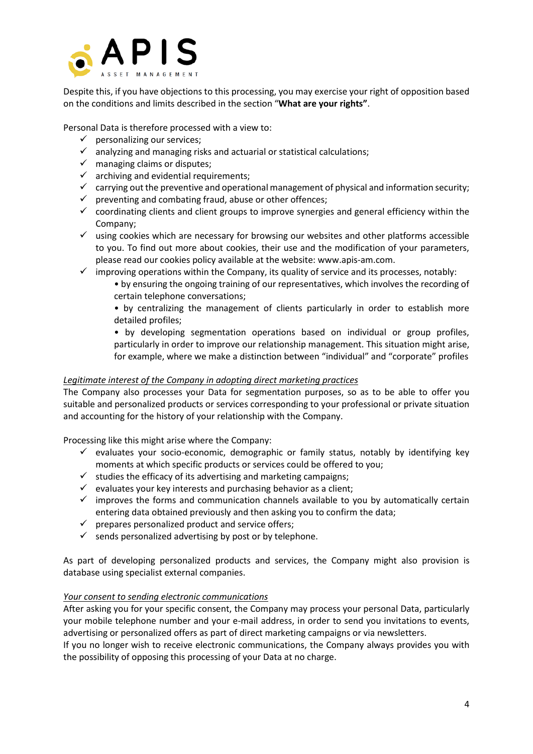Despite this, if you have objections to this processing, you may exercise your right of opposition based on the conditions and limits described in the section "**What are your rights"**.

Personal Data is therefore processed with a view to:

- ✓ personalizing our services;
- ✓ analyzing and managing risks and actuarial or statistical calculations;
- ✓ managing claims or disputes;
- ✓ archiving and evidential requirements;
- ✓ carrying out the preventive and operational management of physical and information security;
- ✓ preventing and combating fraud, abuse or other offences;
- ✓ coordinating clients and client groups to improve synergies and general efficiency within the Company;
- ✓ using cookies which are necessary for browsing our websites and other platforms accessible to you. To find out more about cookies, their use and the modification of your parameters, please read our cookies policy available at the website: www.apis-am.com.
- ✓ improving operations within the Company, its quality of service and its processes, notably:
  - • by ensuring the ongoing training of our representatives, which involves the recording of certain telephone conversations;
  - • by centralizing the management of clients particularly in order to establish more detailed profiles;
  - • by developing segmentation operations based on individual or group profiles, particularly in order to improve our relationship management. This situation might arise, for example, where we make a distinction between "individual" and "corporate" profiles

*Legitimate interest of the Company in adopting direct marketing practices*

The Company also processes your Data for segmentation purposes, so as to be able to offer you suitable and personalized products or services corresponding to your professional or private situation and accounting for the history of your relationship with the Company.

Processing like this might arise where the Company:

- ✓ evaluates your socio-economic, demographic or family status, notably by identifying key moments at which specific products or services could be offered to you;
- ✓ studies the efficacy of its advertising and marketing campaigns;
- ✓ evaluates your key interests and purchasing behavior as a client;
- ✓ improves the forms and communication channels available to you by automatically certain entering data obtained previously and then asking you to confirm the data;
- ✓ prepares personalized product and service offers;
- ✓ sends personalized advertising by post or by telephone.

As part of developing personalized products and services, the Company might also provision is database using specialist external companies.

*Your consent to sending electronic communications*

After asking you for your specific consent, the Company may process your personal Data, particularly your mobile telephone number and your e-mail address, in order to send you invitations to events, advertising or personalized offers as part of direct marketing campaigns or via newsletters.
If you no longer wish to receive electronic communications, the Company always provides you with the possibility of opposing this processing of your Data at no charge.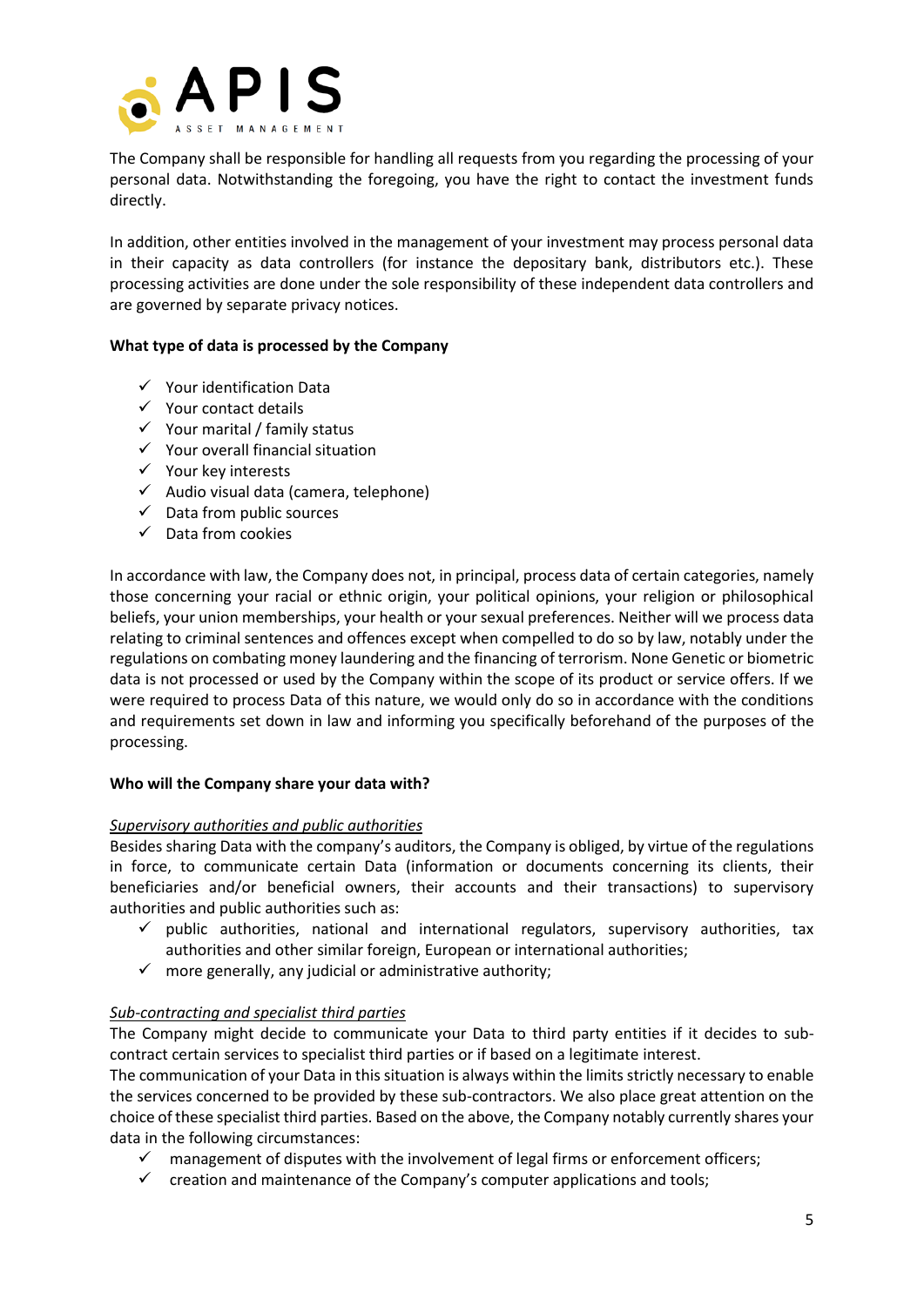The Company shall be responsible for handling all requests from you regarding the processing of your personal data. Notwithstanding the foregoing, you have the right to contact the investment funds directly.

In addition, other entities involved in the management of your investment may process personal data in their capacity as data controllers (for instance the depositary bank, distributors etc.). These processing activities are done under the sole responsibility of these independent data controllers and are governed by separate privacy notices.

**What type of data is processed by the Company**

- ✓ Your identification Data
- ✓ Your contact details
- ✓ Your marital / family status
- ✓ Your overall financial situation
- ✓ Your key interests
- ✓ Audio visual data (camera, telephone)
- ✓ Data from public sources
- ✓ Data from cookies

In accordance with law, the Company does not, in principal, process data of certain categories, namely those concerning your racial or ethnic origin, your political opinions, your religion or philosophical beliefs, your union memberships, your health or your sexual preferences. Neither will we process data relating to criminal sentences and offences except when compelled to do so by law, notably under the regulations on combating money laundering and the financing of terrorism. None Genetic or biometric data is not processed or used by the Company within the scope of its product or service offers. If we were required to process Data of this nature, we would only do so in accordance with the conditions and requirements set down in law and informing you specifically beforehand of the purposes of the processing.

**Who will the Company share your data with?**

*Supervisory authorities and public authorities*

Besides sharing Data with the company's auditors, the Company is obliged, by virtue of the regulations in force, to communicate certain Data (information or documents concerning its clients, their beneficiaries and/or beneficial owners, their accounts and their transactions) to supervisory authorities and public authorities such as:

- ✓ public authorities, national and international regulators, supervisory authorities, tax authorities and other similar foreign, European or international authorities;
- ✓ more generally, any judicial or administrative authority;

*Sub-contracting and specialist third parties*

The Company might decide to communicate your Data to third party entities if it decides to sub-contract certain services to specialist third parties or if based on a legitimate interest.

The communication of your Data in this situation is always within the limits strictly necessary to enable the services concerned to be provided by these sub-contractors. We also place great attention on the choice of these specialist third parties. Based on the above, the Company notably currently shares your data in the following circumstances:

- ✓ management of disputes with the involvement of legal firms or enforcement officers;
- ✓ creation and maintenance of the Company's computer applications and tools;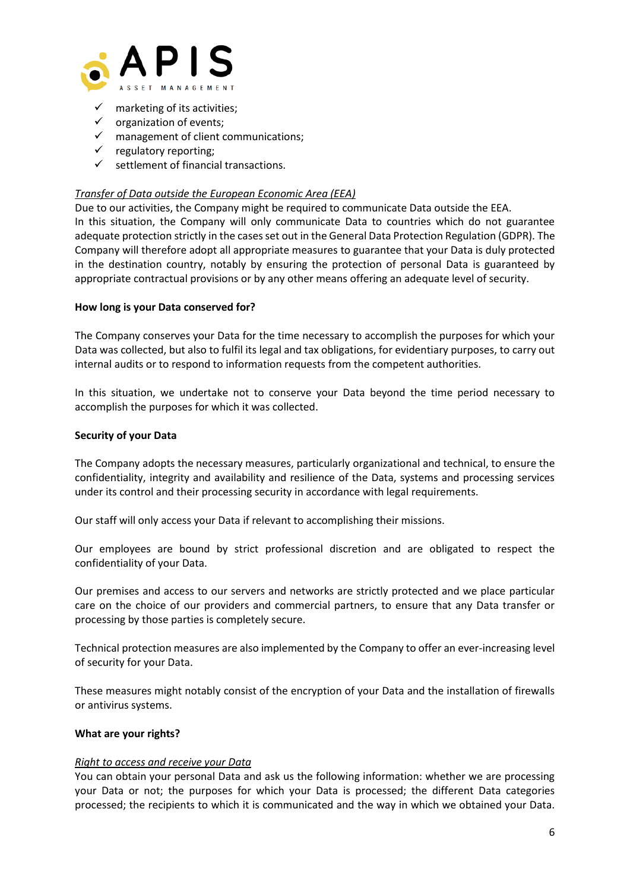- ✓ marketing of its activities;
- ✓ organization of events;
- ✓ management of client communications;
- ✓ regulatory reporting;
- ✓ settlement of financial transactions.

*Transfer of Data outside the European Economic Area (EEA)*

Due to our activities, the Company might be required to communicate Data outside the EEA.
In this situation, the Company will only communicate Data to countries which do not guarantee adequate protection strictly in the cases set out in the General Data Protection Regulation (GDPR). The Company will therefore adopt all appropriate measures to guarantee that your Data is duly protected in the destination country, notably by ensuring the protection of personal Data is guaranteed by appropriate contractual provisions or by any other means offering an adequate level of security.

**How long is your Data conserved for?**

The Company conserves your Data for the time necessary to accomplish the purposes for which your Data was collected, but also to fulfil its legal and tax obligations, for evidentiary purposes, to carry out internal audits or to respond to information requests from the competent authorities.

In this situation, we undertake not to conserve your Data beyond the time period necessary to accomplish the purposes for which it was collected.

**Security of your Data**

The Company adopts the necessary measures, particularly organizational and technical, to ensure the confidentiality, integrity and availability and resilience of the Data, systems and processing services under its control and their processing security in accordance with legal requirements.

Our staff will only access your Data if relevant to accomplishing their missions.

Our employees are bound by strict professional discretion and are obligated to respect the confidentiality of your Data.

Our premises and access to our servers and networks are strictly protected and we place particular care on the choice of our providers and commercial partners, to ensure that any Data transfer or processing by those parties is completely secure.

Technical protection measures are also implemented by the Company to offer an ever-increasing level of security for your Data.

These measures might notably consist of the encryption of your Data and the installation of firewalls or antivirus systems.

**What are your rights?**

*Right to access and receive your Data*

You can obtain your personal Data and ask us the following information: whether we are processing your Data or not; the purposes for which your Data is processed; the different Data categories processed; the recipients to which it is communicated and the way in which we obtained your Data.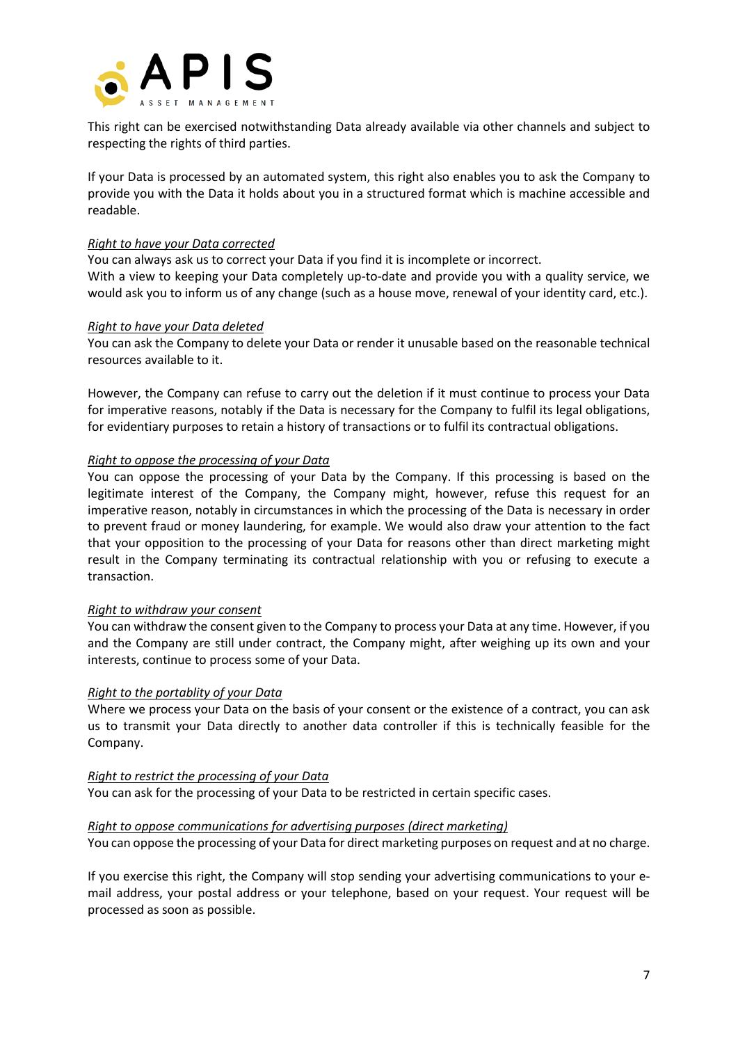This right can be exercised notwithstanding Data already available via other channels and subject to respecting the rights of third parties.

If your Data is processed by an automated system, this right also enables you to ask the Company to provide you with the Data it holds about you in a structured format which is machine accessible and readable.

*Right to have your Data corrected*

You can always ask us to correct your Data if you find it is incomplete or incorrect.
With a view to keeping your Data completely up-to-date and provide you with a quality service, we would ask you to inform us of any change (such as a house move, renewal of your identity card, etc.).

*Right to have your Data deleted*

You can ask the Company to delete your Data or render it unusable based on the reasonable technical resources available to it.

However, the Company can refuse to carry out the deletion if it must continue to process your Data for imperative reasons, notably if the Data is necessary for the Company to fulfil its legal obligations, for evidentiary purposes to retain a history of transactions or to fulfil its contractual obligations.

*Right to oppose the processing of your Data*

You can oppose the processing of your Data by the Company. If this processing is based on the legitimate interest of the Company, the Company might, however, refuse this request for an imperative reason, notably in circumstances in which the processing of the Data is necessary in order to prevent fraud or money laundering, for example. We would also draw your attention to the fact that your opposition to the processing of your Data for reasons other than direct marketing might result in the Company terminating its contractual relationship with you or refusing to execute a transaction.

*Right to withdraw your consent*

You can withdraw the consent given to the Company to process your Data at any time. However, if you and the Company are still under contract, the Company might, after weighing up its own and your interests, continue to process some of your Data.

*Right to the portablity of your Data*

Where we process your Data on the basis of your consent or the existence of a contract, you can ask us to transmit your Data directly to another data controller if this is technically feasible for the Company.

*Right to restrict the processing of your Data*

You can ask for the processing of your Data to be restricted in certain specific cases.

*Right to oppose communications for advertising purposes (direct marketing)*

You can oppose the processing of your Data for direct marketing purposes on request and at no charge.

If you exercise this right, the Company will stop sending your advertising communications to your e-mail address, your postal address or your telephone, based on your request. Your request will be processed as soon as possible.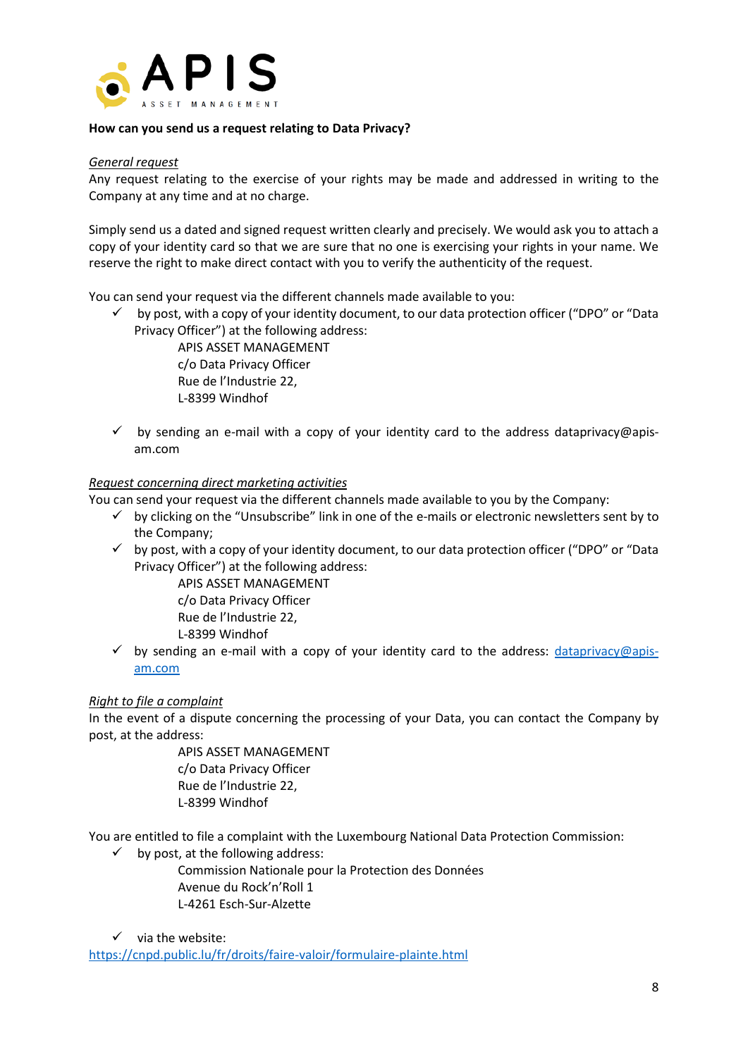**How can you send us a request relating to Data Privacy?**

*General request*

Any request relating to the exercise of your rights may be made and addressed in writing to the Company at any time and at no charge.

Simply send us a dated and signed request written clearly and precisely. We would ask you to attach a copy of your identity card so that we are sure that no one is exercising your rights in your name. We reserve the right to make direct contact with you to verify the authenticity of the request.

You can send your request via the different channels made available to you:

- ✓ by post, with a copy of your identity document, to our data protection officer ("DPO" or "Data Privacy Officer") at the following address:

  APIS ASSET MANAGEMENT
  c/o Data Privacy Officer
  Rue de l'Industrie 22,
  L-8399 Windhof

- ✓ by sending an e-mail with a copy of your identity card to the address dataprivacy@apis-am.com

*Request concerning direct marketing activities*

You can send your request via the different channels made available to you by the Company:

- ✓ by clicking on the "Unsubscribe" link in one of the e-mails or electronic newsletters sent by to the Company;
- ✓ by post, with a copy of your identity document, to our data protection officer ("DPO" or "Data Privacy Officer") at the following address:

  APIS ASSET MANAGEMENT
  c/o Data Privacy Officer
  Rue de l'Industrie 22,
  L-8399 Windhof

- ✓ by sending an e-mail with a copy of your identity card to the address: dataprivacy@apis-am.com

*Right to file a complaint*

In the event of a dispute concerning the processing of your Data, you can contact the Company by post, at the address:

APIS ASSET MANAGEMENT
c/o Data Privacy Officer
Rue de l'Industrie 22,
L-8399 Windhof

You are entitled to file a complaint with the Luxembourg National Data Protection Commission:

- ✓ by post, at the following address:

  Commission Nationale pour la Protection des Données
  Avenue du Rock'n'Roll 1
  L-4261 Esch-Sur-Alzette

- ✓ via the website:

https://cnpd.public.lu/fr/droits/faire-valoir/formulaire-plainte.html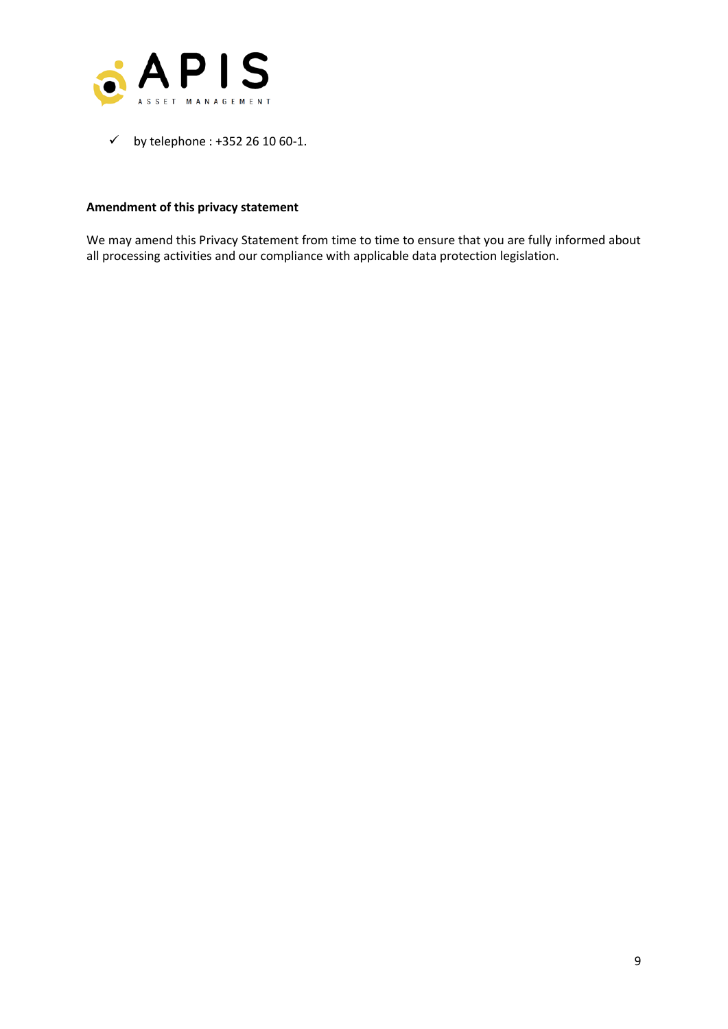- ✓ by telephone : +352 26 10 60-1.

**Amendment of this privacy statement**

We may amend this Privacy Statement from time to time to ensure that you are fully informed about all processing activities and our compliance with applicable data protection legislation.